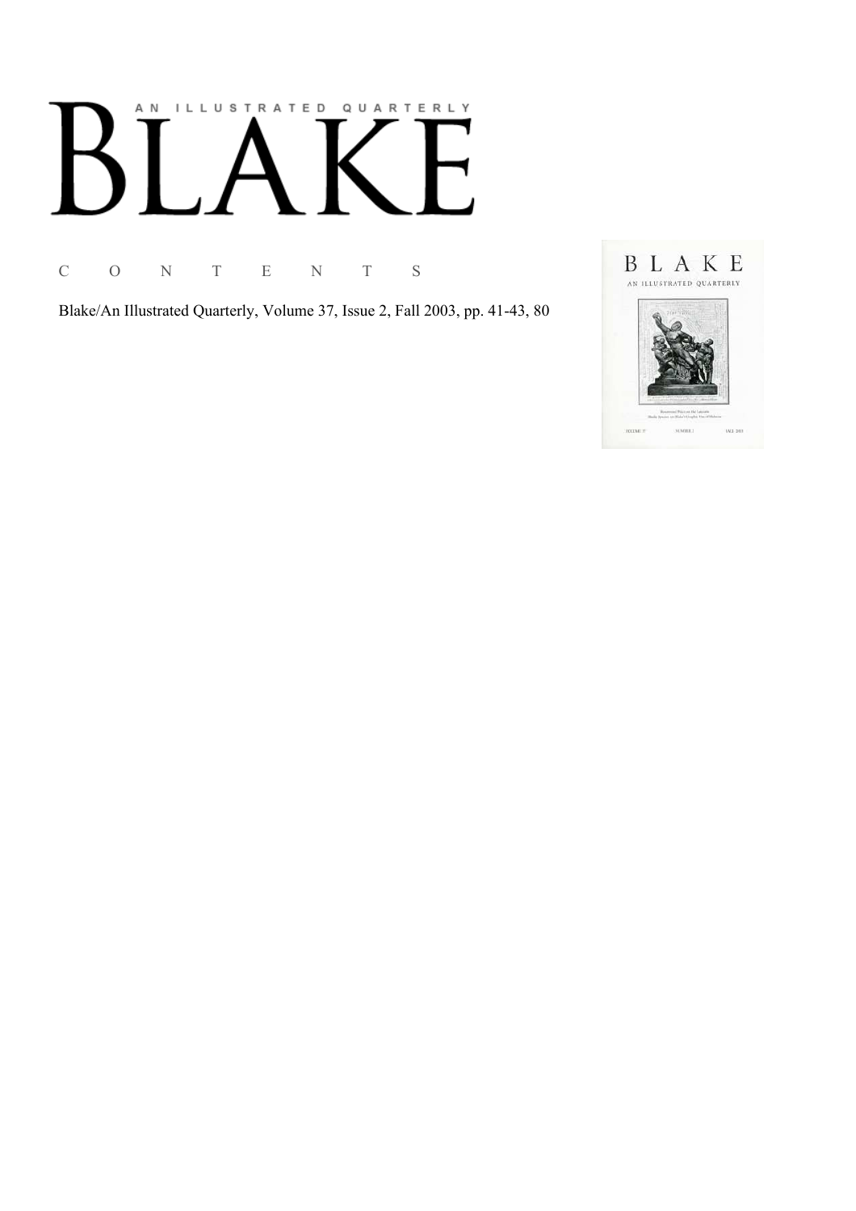AN ILLUSTRATED QUARTERLY

# BLAKE

## C O N T E N T S

Blake/An Illustrated Quarterly, Volume 37, Issue 2, Fall 2003, pp. 41-43, 80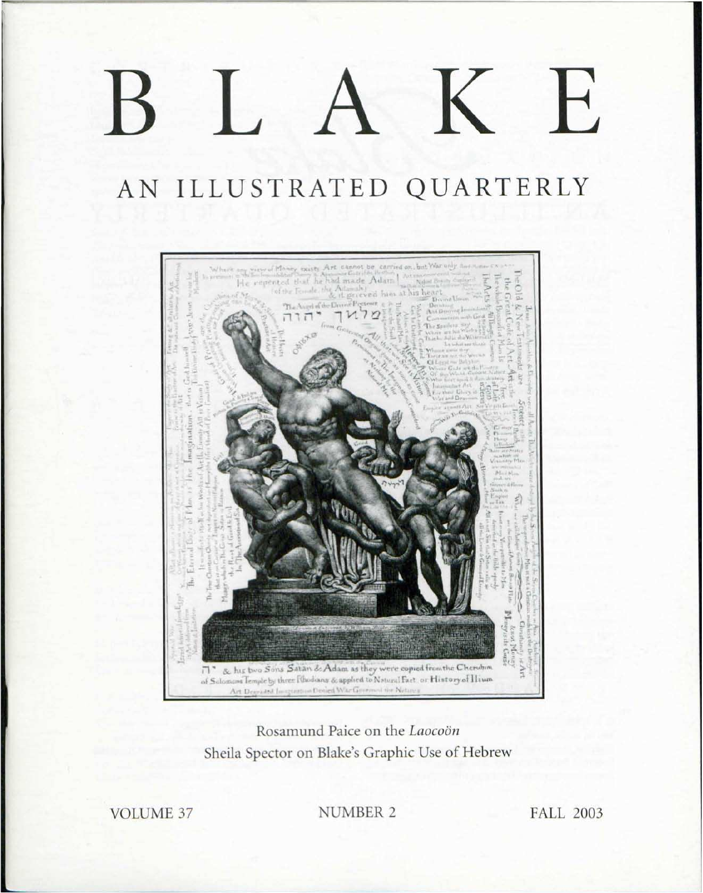# BLAKE

## AN ILLUSTRATED QUARTERLY

Rosamund Paice on the *Laocoön*

Sheila Spector on Blake's Graphic Use of Hebrew

VOLUME 37 NUMBER 2 FALL 2003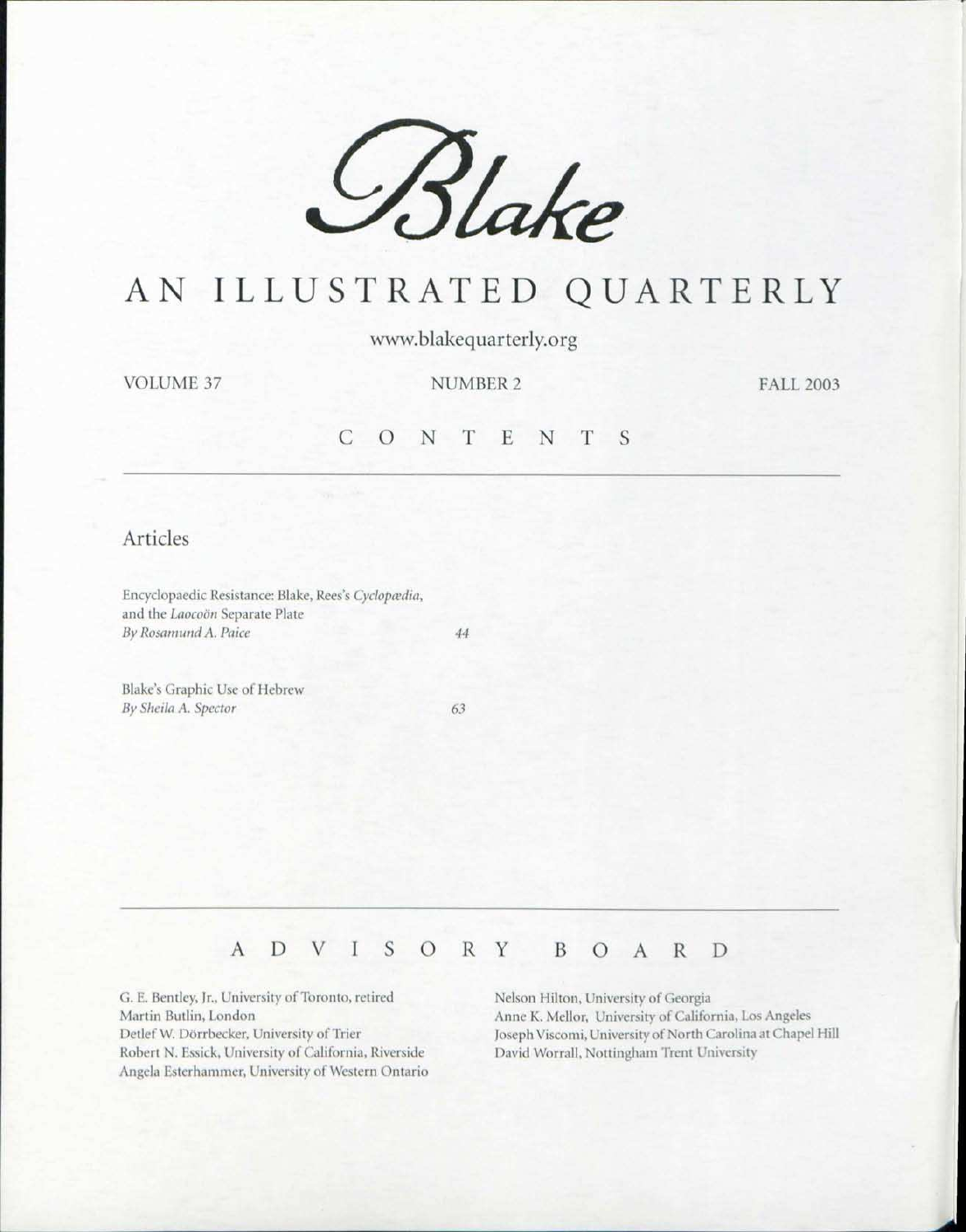# *Blake*

## AN ILLUSTRATED QUARTERLY

www.blakequarterly.org

VOLUME 37 NUMBER 2 FALL 2003

## CONTENTS

### Articles

Encyclopaedic Resistance: Blake, Rees's *Cyclopædia*, and the *Laocoön* Separate Plate
*By Rosamund A. Paice* 44

Blake's Graphic Use of Hebrew
*By Sheila A. Spector* 63

## ADVISORY BOARD

G. E. Bentley, Jr., University of Toronto, retired
Martin Butlin, London
Detlef W. Dörrbecker, University of Trier
Robert N. Essick, University of California, Riverside
Angela Esterhammer, University of Western Ontario
Nelson Hilton, University of Georgia
Anne K. Mellor, University of California, Los Angeles
Joseph Viscomi, University of North Carolina at Chapel Hill
David Worrall, Nottingham Trent University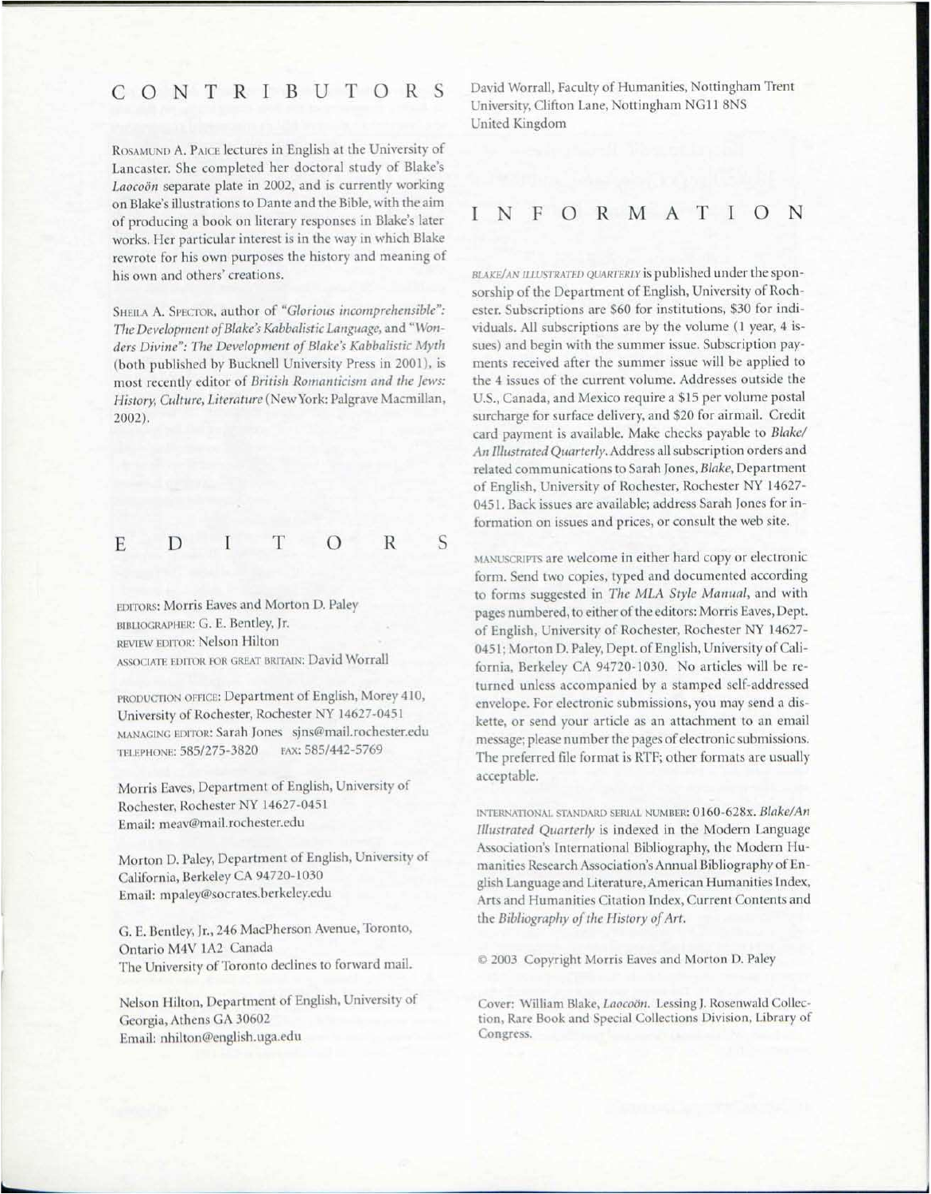## CONTRIBUTORS

Rosamund A. Paice lectures in English at the University of Lancaster. She completed her doctoral study of Blake's *Laocoön* separate plate in 2002, and is currently working on Blake's illustrations to Dante and the Bible, with the aim of producing a book on literary responses in Blake's later works. Her particular interest is in the way in which Blake rewrote for his own purposes the history and meaning of his own and others' creations.

Sheila A. Spector, author of *"Glorious incomprehensible": The Development of Blake's Kabbalistic Language*, and *"Wonders Divine": The Development of Blake's Kabbalistic Myth* (both published by Bucknell University Press in 2001), is most recently editor of *British Romanticism and the Jews: History, Culture, Literature* (New York: Palgrave Macmillan, 2002).

## EDITORS

EDITORS: Morris Eaves and Morton D. Paley
BIBLIOGRAPHER: G. E. Bentley, Jr.
REVIEW EDITOR: Nelson Hilton
ASSOCIATE EDITOR FOR GREAT BRITAIN: David Worrall

PRODUCTION OFFICE: Department of English, Morey 410, University of Rochester, Rochester NY 14627-0451
MANAGING EDITOR: Sarah Jones sjns@mail.rochester.edu
TELEPHONE: 585/275-3820 FAX: 585/442-5769

Morris Eaves, Department of English, University of Rochester, Rochester NY 14627-0451
Email: meav@mail.rochester.edu

Morton D. Paley, Department of English, University of California, Berkeley CA 94720-1030
Email: mpaley@socrates.berkeley.edu

G. E. Bentley, Jr., 246 MacPherson Avenue, Toronto, Ontario M4V 1A2 Canada
The University of Toronto declines to forward mail.

Nelson Hilton, Department of English, University of Georgia, Athens GA 30602
Email: nhilton@english.uga.edu

David Worrall, Faculty of Humanities, Nottingham Trent University, Clifton Lane, Nottingham NG11 8NS United Kingdom

## INFORMATION

*BLAKE/AN ILLUSTRATED QUARTERLY* is published under the sponsorship of the Department of English, University of Rochester. Subscriptions are $60 for institutions, $30 for individuals. All subscriptions are by the volume (1 year, 4 issues) and begin with the summer issue. Subscription payments received after the summer issue will be applied to the 4 issues of the current volume. Addresses outside the U.S., Canada, and Mexico require a $15 per volume postal surcharge for surface delivery, and $20 for airmail. Credit card payment is available. Make checks payable to *Blake/An Illustrated Quarterly*. Address all subscription orders and related communications to Sarah Jones, *Blake*, Department of English, University of Rochester, Rochester NY 14627-0451. Back issues are available; address Sarah Jones for information on issues and prices, or consult the web site.

MANUSCRIPTS are welcome in either hard copy or electronic form. Send two copies, typed and documented according to forms suggested in *The MLA Style Manual*, and with pages numbered, to either of the editors: Morris Eaves, Dept. of English, University of Rochester, Rochester NY 14627-0451; Morton D. Paley, Dept. of English, University of California, Berkeley CA 94720-1030. No articles will be returned unless accompanied by a stamped self-addressed envelope. For electronic submissions, you may send a diskette, or send your article as an attachment to an email message; please number the pages of electronic submissions. The preferred file format is RTF; other formats are usually acceptable.

INTERNATIONAL STANDARD SERIAL NUMBER: 0160-628x. *Blake/An Illustrated Quarterly* is indexed in the Modern Language Association's International Bibliography, the Modern Humanities Research Association's Annual Bibliography of English Language and Literature, American Humanities Index, Arts and Humanities Citation Index, Current Contents and the *Bibliography of the History of Art*.

© 2003 Copyright Morris Eaves and Morton D. Paley

Cover: William Blake, *Laocoön*. Lessing J. Rosenwald Collection, Rare Book and Special Collections Division, Library of Congress.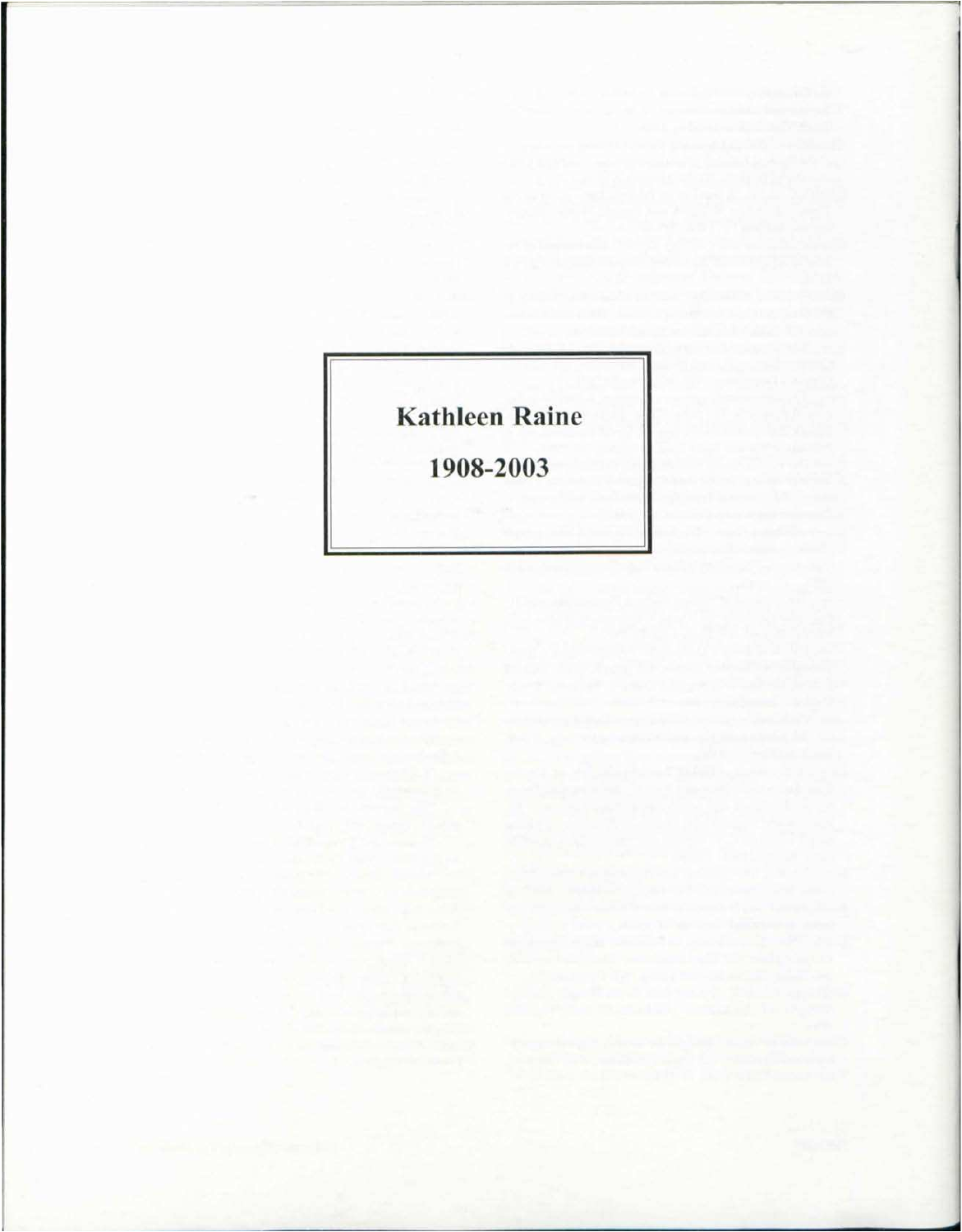**Kathleen Raine**

**1908-2003**